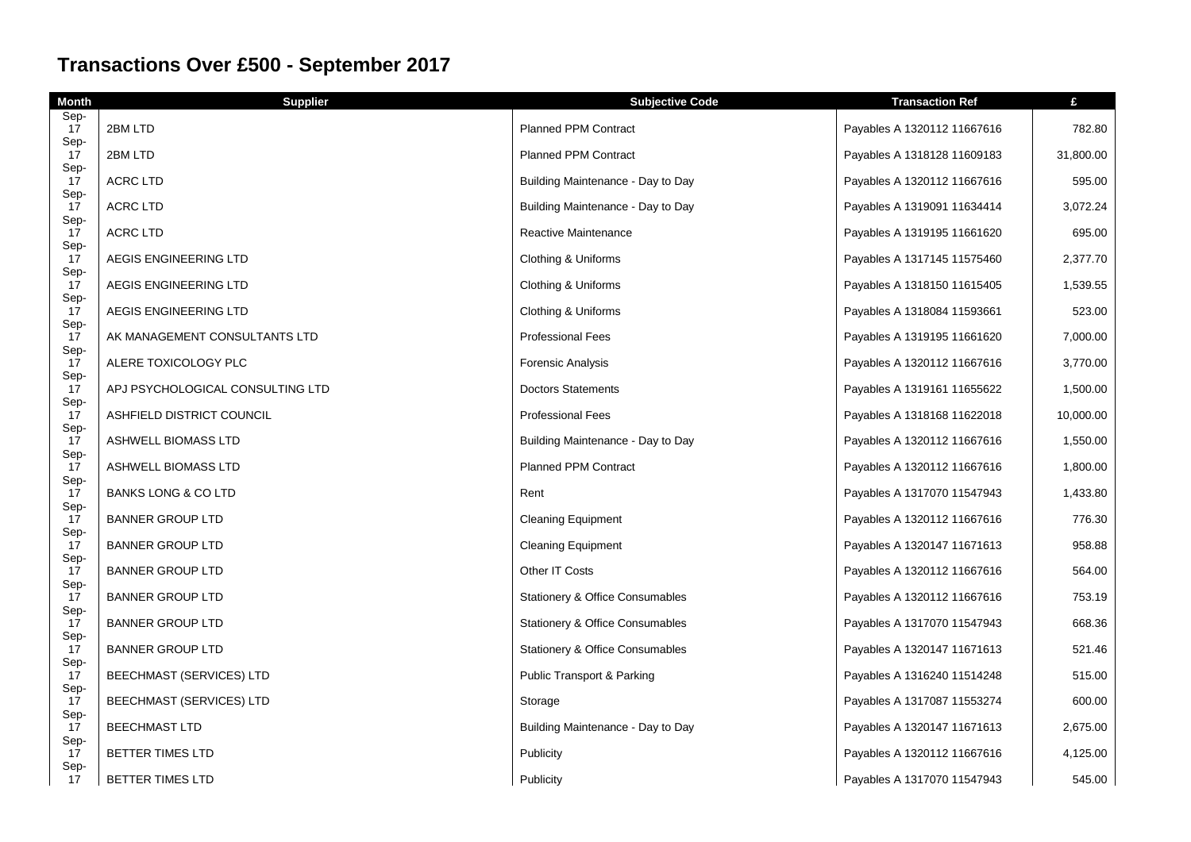# Transactions Over £500 - September 2017

| Month | Supplier | Subjective Code | Transaction Ref | £ |
|---|---|---|---|---|
| Sep-17 | 2BM LTD | Planned PPM Contract | Payables A 1320112 11667616 | 782.80 |
| Sep-17 | 2BM LTD | Planned PPM Contract | Payables A 1318128 11609183 | 31,800.00 |
| Sep-17 | ACRC LTD | Building Maintenance - Day to Day | Payables A 1320112 11667616 | 595.00 |
| Sep-17 | ACRC LTD | Building Maintenance - Day to Day | Payables A 1319091 11634414 | 3,072.24 |
| Sep-17 | ACRC LTD | Reactive Maintenance | Payables A 1319195 11661620 | 695.00 |
| Sep-17 | AEGIS ENGINEERING LTD | Clothing & Uniforms | Payables A 1317145 11575460 | 2,377.70 |
| Sep-17 | AEGIS ENGINEERING LTD | Clothing & Uniforms | Payables A 1318150 11615405 | 1,539.55 |
| Sep-17 | AEGIS ENGINEERING LTD | Clothing & Uniforms | Payables A 1318084 11593661 | 523.00 |
| Sep-17 | AK MANAGEMENT CONSULTANTS LTD | Professional Fees | Payables A 1319195 11661620 | 7,000.00 |
| Sep-17 | ALERE TOXICOLOGY PLC | Forensic Analysis | Payables A 1320112 11667616 | 3,770.00 |
| Sep-17 | APJ PSYCHOLOGICAL CONSULTING LTD | Doctors Statements | Payables A 1319161 11655622 | 1,500.00 |
| Sep-17 | ASHFIELD DISTRICT COUNCIL | Professional Fees | Payables A 1318168 11622018 | 10,000.00 |
| Sep-17 | ASHWELL BIOMASS LTD | Building Maintenance - Day to Day | Payables A 1320112 11667616 | 1,550.00 |
| Sep-17 | ASHWELL BIOMASS LTD | Planned PPM Contract | Payables A 1320112 11667616 | 1,800.00 |
| Sep-17 | BANKS LONG & CO LTD | Rent | Payables A 1317070 11547943 | 1,433.80 |
| Sep-17 | BANNER GROUP LTD | Cleaning Equipment | Payables A 1320112 11667616 | 776.30 |
| Sep-17 | BANNER GROUP LTD | Cleaning Equipment | Payables A 1320147 11671613 | 958.88 |
| Sep-17 | BANNER GROUP LTD | Other IT Costs | Payables A 1320112 11667616 | 564.00 |
| Sep-17 | BANNER GROUP LTD | Stationery & Office Consumables | Payables A 1320112 11667616 | 753.19 |
| Sep-17 | BANNER GROUP LTD | Stationery & Office Consumables | Payables A 1317070 11547943 | 668.36 |
| Sep-17 | BANNER GROUP LTD | Stationery & Office Consumables | Payables A 1320147 11671613 | 521.46 |
| Sep-17 | BEECHMAST (SERVICES) LTD | Public Transport & Parking | Payables A 1316240 11514248 | 515.00 |
| Sep-17 | BEECHMAST (SERVICES) LTD | Storage | Payables A 1317087 11553274 | 600.00 |
| Sep-17 | BEECHMAST LTD | Building Maintenance - Day to Day | Payables A 1320147 11671613 | 2,675.00 |
| Sep-17 | BETTER TIMES LTD | Publicity | Payables A 1320112 11667616 | 4,125.00 |
| Sep-17 | BETTER TIMES LTD | Publicity | Payables A 1317070 11547943 | 545.00 |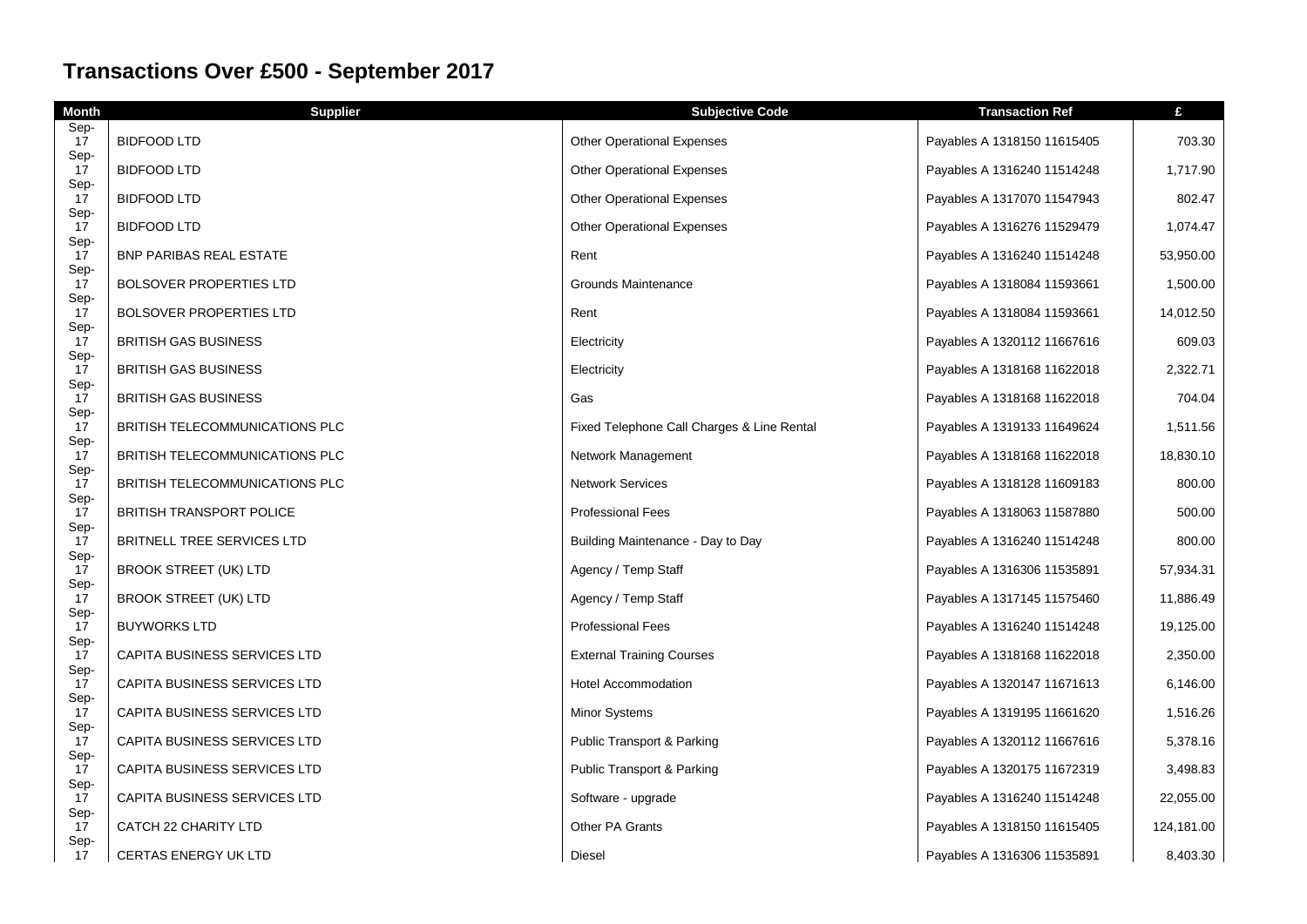# Transactions Over £500 - September 2017

| Month | Supplier | Subjective Code | Transaction Ref | £ |
|---|---|---|---|---|
| Sep-17 | BIDFOOD LTD | Other Operational Expenses | Payables A 1318150 11615405 | 703.30 |
| Sep-17 | BIDFOOD LTD | Other Operational Expenses | Payables A 1316240 11514248 | 1,717.90 |
| Sep-17 | BIDFOOD LTD | Other Operational Expenses | Payables A 1317070 11547943 | 802.47 |
| Sep-17 | BIDFOOD LTD | Other Operational Expenses | Payables A 1316276 11529479 | 1,074.47 |
| Sep-17 | BNP PARIBAS REAL ESTATE | Rent | Payables A 1316240 11514248 | 53,950.00 |
| Sep-17 | BOLSOVER PROPERTIES LTD | Grounds Maintenance | Payables A 1318084 11593661 | 1,500.00 |
| Sep-17 | BOLSOVER PROPERTIES LTD | Rent | Payables A 1318084 11593661 | 14,012.50 |
| Sep-17 | BRITISH GAS BUSINESS | Electricity | Payables A 1320112 11667616 | 609.03 |
| Sep-17 | BRITISH GAS BUSINESS | Electricity | Payables A 1318168 11622018 | 2,322.71 |
| Sep-17 | BRITISH GAS BUSINESS | Gas | Payables A 1318168 11622018 | 704.04 |
| Sep-17 | BRITISH TELECOMMUNICATIONS PLC | Fixed Telephone Call Charges & Line Rental | Payables A 1319133 11649624 | 1,511.56 |
| Sep-17 | BRITISH TELECOMMUNICATIONS PLC | Network Management | Payables A 1318168 11622018 | 18,830.10 |
| Sep-17 | BRITISH TELECOMMUNICATIONS PLC | Network Services | Payables A 1318128 11609183 | 800.00 |
| Sep-17 | BRITISH TRANSPORT POLICE | Professional Fees | Payables A 1318063 11587880 | 500.00 |
| Sep-17 | BRITNELL TREE SERVICES LTD | Building Maintenance - Day to Day | Payables A 1316240 11514248 | 800.00 |
| Sep-17 | BROOK STREET (UK) LTD | Agency / Temp Staff | Payables A 1316306 11535891 | 57,934.31 |
| Sep-17 | BROOK STREET (UK) LTD | Agency / Temp Staff | Payables A 1317145 11575460 | 11,886.49 |
| Sep-17 | BUYWORKS LTD | Professional Fees | Payables A 1316240 11514248 | 19,125.00 |
| Sep-17 | CAPITA BUSINESS SERVICES LTD | External Training Courses | Payables A 1318168 11622018 | 2,350.00 |
| Sep-17 | CAPITA BUSINESS SERVICES LTD | Hotel Accommodation | Payables A 1320147 11671613 | 6,146.00 |
| Sep-17 | CAPITA BUSINESS SERVICES LTD | Minor Systems | Payables A 1319195 11661620 | 1,516.26 |
| Sep-17 | CAPITA BUSINESS SERVICES LTD | Public Transport & Parking | Payables A 1320112 11667616 | 5,378.16 |
| Sep-17 | CAPITA BUSINESS SERVICES LTD | Public Transport & Parking | Payables A 1320175 11672319 | 3,498.83 |
| Sep-17 | CAPITA BUSINESS SERVICES LTD | Software - upgrade | Payables A 1316240 11514248 | 22,055.00 |
| Sep-17 | CATCH 22 CHARITY LTD | Other PA Grants | Payables A 1318150 11615405 | 124,181.00 |
| Sep-17 | CERTAS ENERGY UK LTD | Diesel | Payables A 1316306 11535891 | 8,403.30 |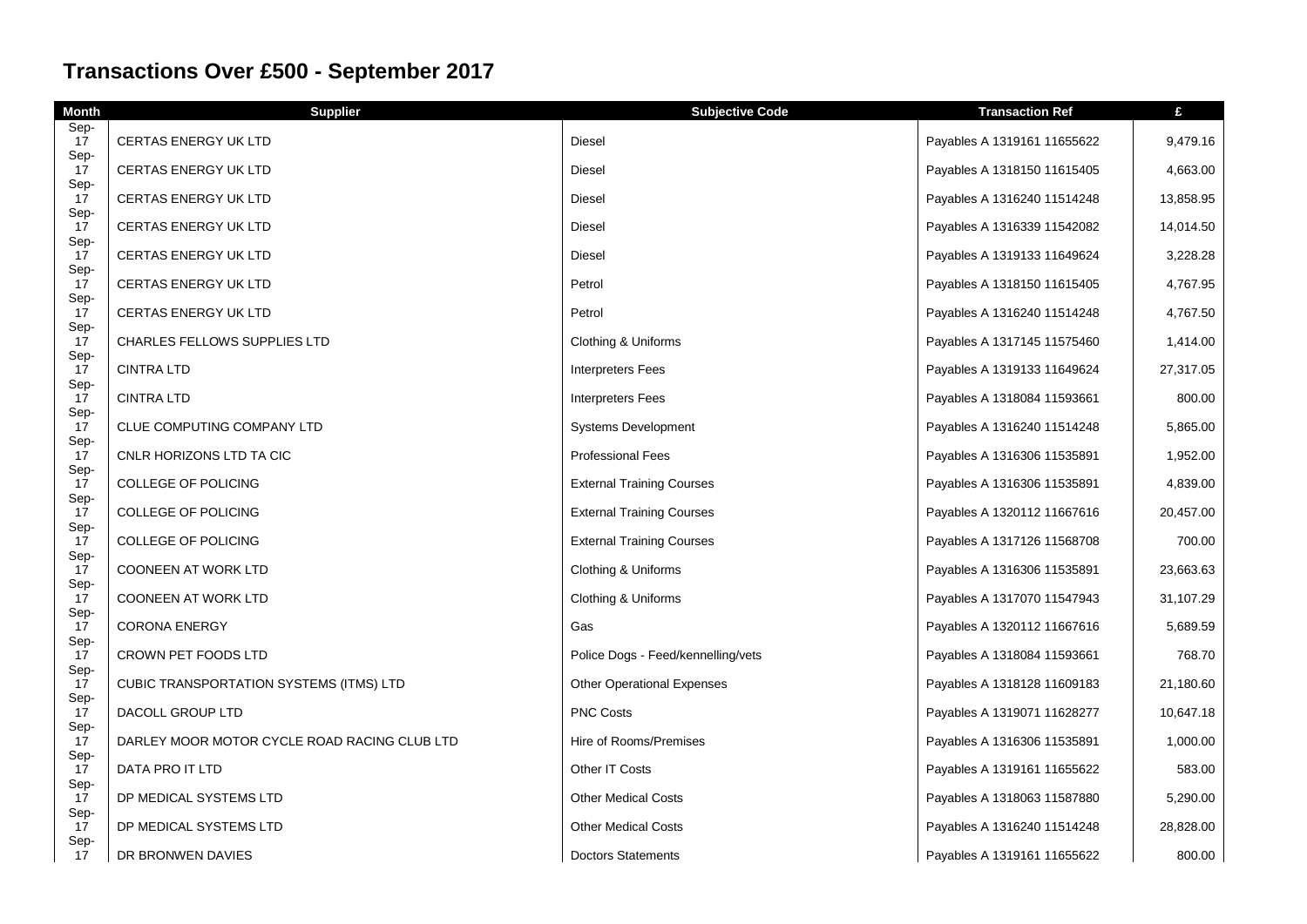# Transactions Over £500 - September 2017

| Month | Supplier | Subjective Code | Transaction Ref | £ |
|---|---|---|---|---|
| Sep-17 | CERTAS ENERGY UK LTD | Diesel | Payables A 1319161 11655622 | 9,479.16 |
| Sep-17 | CERTAS ENERGY UK LTD | Diesel | Payables A 1318150 11615405 | 4,663.00 |
| Sep-17 | CERTAS ENERGY UK LTD | Diesel | Payables A 1316240 11514248 | 13,858.95 |
| Sep-17 | CERTAS ENERGY UK LTD | Diesel | Payables A 1316339 11542082 | 14,014.50 |
| Sep-17 | CERTAS ENERGY UK LTD | Diesel | Payables A 1319133 11649624 | 3,228.28 |
| Sep-17 | CERTAS ENERGY UK LTD | Petrol | Payables A 1318150 11615405 | 4,767.95 |
| Sep-17 | CERTAS ENERGY UK LTD | Petrol | Payables A 1316240 11514248 | 4,767.50 |
| Sep-17 | CHARLES FELLOWS SUPPLIES LTD | Clothing & Uniforms | Payables A 1317145 11575460 | 1,414.00 |
| Sep-17 | CINTRA LTD | Interpreters Fees | Payables A 1319133 11649624 | 27,317.05 |
| Sep-17 | CINTRA LTD | Interpreters Fees | Payables A 1318084 11593661 | 800.00 |
| Sep-17 | CLUE COMPUTING COMPANY LTD | Systems Development | Payables A 1316240 11514248 | 5,865.00 |
| Sep-17 | CNLR HORIZONS LTD TA CIC | Professional Fees | Payables A 1316306 11535891 | 1,952.00 |
| Sep-17 | COLLEGE OF POLICING | External Training Courses | Payables A 1316306 11535891 | 4,839.00 |
| Sep-17 | COLLEGE OF POLICING | External Training Courses | Payables A 1320112 11667616 | 20,457.00 |
| Sep-17 | COLLEGE OF POLICING | External Training Courses | Payables A 1317126 11568708 | 700.00 |
| Sep-17 | COONEEN AT WORK LTD | Clothing & Uniforms | Payables A 1316306 11535891 | 23,663.63 |
| Sep-17 | COONEEN AT WORK LTD | Clothing & Uniforms | Payables A 1317070 11547943 | 31,107.29 |
| Sep-17 | CORONA ENERGY | Gas | Payables A 1320112 11667616 | 5,689.59 |
| Sep-17 | CROWN PET FOODS LTD | Police Dogs - Feed/kennelling/vets | Payables A 1318084 11593661 | 768.70 |
| Sep-17 | CUBIC TRANSPORTATION SYSTEMS (ITMS) LTD | Other Operational Expenses | Payables A 1318128 11609183 | 21,180.60 |
| Sep-17 | DACOLL GROUP LTD | PNC Costs | Payables A 1319071 11628277 | 10,647.18 |
| Sep-17 | DARLEY MOOR MOTOR CYCLE ROAD RACING CLUB LTD | Hire of Rooms/Premises | Payables A 1316306 11535891 | 1,000.00 |
| Sep-17 | DATA PRO IT LTD | Other IT Costs | Payables A 1319161 11655622 | 583.00 |
| Sep-17 | DP MEDICAL SYSTEMS LTD | Other Medical Costs | Payables A 1318063 11587880 | 5,290.00 |
| Sep-17 | DP MEDICAL SYSTEMS LTD | Other Medical Costs | Payables A 1316240 11514248 | 28,828.00 |
| Sep-17 | DR BRONWEN DAVIES | Doctors Statements | Payables A 1319161 11655622 | 800.00 |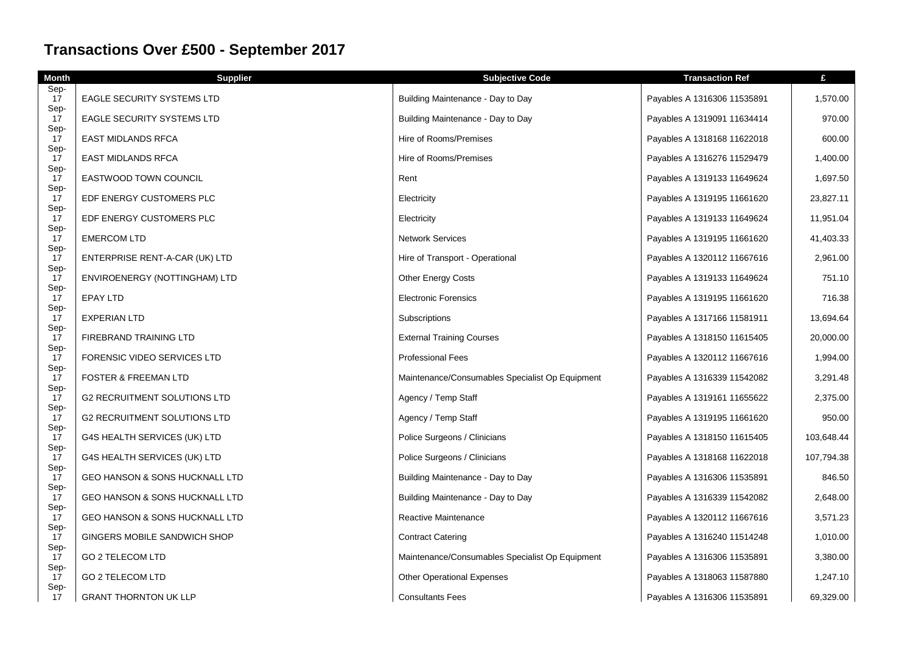# Transactions Over £500 - September 2017

| Month | Supplier | Subjective Code | Transaction Ref | £ |
| --- | --- | --- | --- | --- |
| Sep-17 | EAGLE SECURITY SYSTEMS LTD | Building Maintenance - Day to Day | Payables A 1316306 11535891 | 1,570.00 |
| Sep-17 | EAGLE SECURITY SYSTEMS LTD | Building Maintenance - Day to Day | Payables A 1319091 11634414 | 970.00 |
| Sep-17 | EAST MIDLANDS RFCA | Hire of Rooms/Premises | Payables A 1318168 11622018 | 600.00 |
| Sep-17 | EAST MIDLANDS RFCA | Hire of Rooms/Premises | Payables A 1316276 11529479 | 1,400.00 |
| Sep-17 | EASTWOOD TOWN COUNCIL | Rent | Payables A 1319133 11649624 | 1,697.50 |
| Sep-17 | EDF ENERGY CUSTOMERS PLC | Electricity | Payables A 1319195 11661620 | 23,827.11 |
| Sep-17 | EDF ENERGY CUSTOMERS PLC | Electricity | Payables A 1319133 11649624 | 11,951.04 |
| Sep-17 | EMERCOM LTD | Network Services | Payables A 1319195 11661620 | 41,403.33 |
| Sep-17 | ENTERPRISE RENT-A-CAR (UK) LTD | Hire of Transport - Operational | Payables A 1320112 11667616 | 2,961.00 |
| Sep-17 | ENVIROENERGY (NOTTINGHAM) LTD | Other Energy Costs | Payables A 1319133 11649624 | 751.10 |
| Sep-17 | EPAY LTD | Electronic Forensics | Payables A 1319195 11661620 | 716.38 |
| Sep-17 | EXPERIAN LTD | Subscriptions | Payables A 1317166 11581911 | 13,694.64 |
| Sep-17 | FIREBRAND TRAINING LTD | External Training Courses | Payables A 1318150 11615405 | 20,000.00 |
| Sep-17 | FORENSIC VIDEO SERVICES LTD | Professional Fees | Payables A 1320112 11667616 | 1,994.00 |
| Sep-17 | FOSTER & FREEMAN LTD | Maintenance/Consumables Specialist Op Equipment | Payables A 1316339 11542082 | 3,291.48 |
| Sep-17 | G2 RECRUITMENT SOLUTIONS LTD | Agency / Temp Staff | Payables A 1319161 11655622 | 2,375.00 |
| Sep-17 | G2 RECRUITMENT SOLUTIONS LTD | Agency / Temp Staff | Payables A 1319195 11661620 | 950.00 |
| Sep-17 | G4S HEALTH SERVICES (UK) LTD | Police Surgeons / Clinicians | Payables A 1318150 11615405 | 103,648.44 |
| Sep-17 | G4S HEALTH SERVICES (UK) LTD | Police Surgeons / Clinicians | Payables A 1318168 11622018 | 107,794.38 |
| Sep-17 | GEO HANSON & SONS HUCKNALL LTD | Building Maintenance - Day to Day | Payables A 1316306 11535891 | 846.50 |
| Sep-17 | GEO HANSON & SONS HUCKNALL LTD | Building Maintenance - Day to Day | Payables A 1316339 11542082 | 2,648.00 |
| Sep-17 | GEO HANSON & SONS HUCKNALL LTD | Reactive Maintenance | Payables A 1320112 11667616 | 3,571.23 |
| Sep-17 | GINGERS MOBILE SANDWICH SHOP | Contract Catering | Payables A 1316240 11514248 | 1,010.00 |
| Sep-17 | GO 2 TELECOM LTD | Maintenance/Consumables Specialist Op Equipment | Payables A 1316306 11535891 | 3,380.00 |
| Sep-17 | GO 2 TELECOM LTD | Other Operational Expenses | Payables A 1318063 11587880 | 1,247.10 |
| Sep-17 | GRANT THORNTON UK LLP | Consultants Fees | Payables A 1316306 11535891 | 69,329.00 |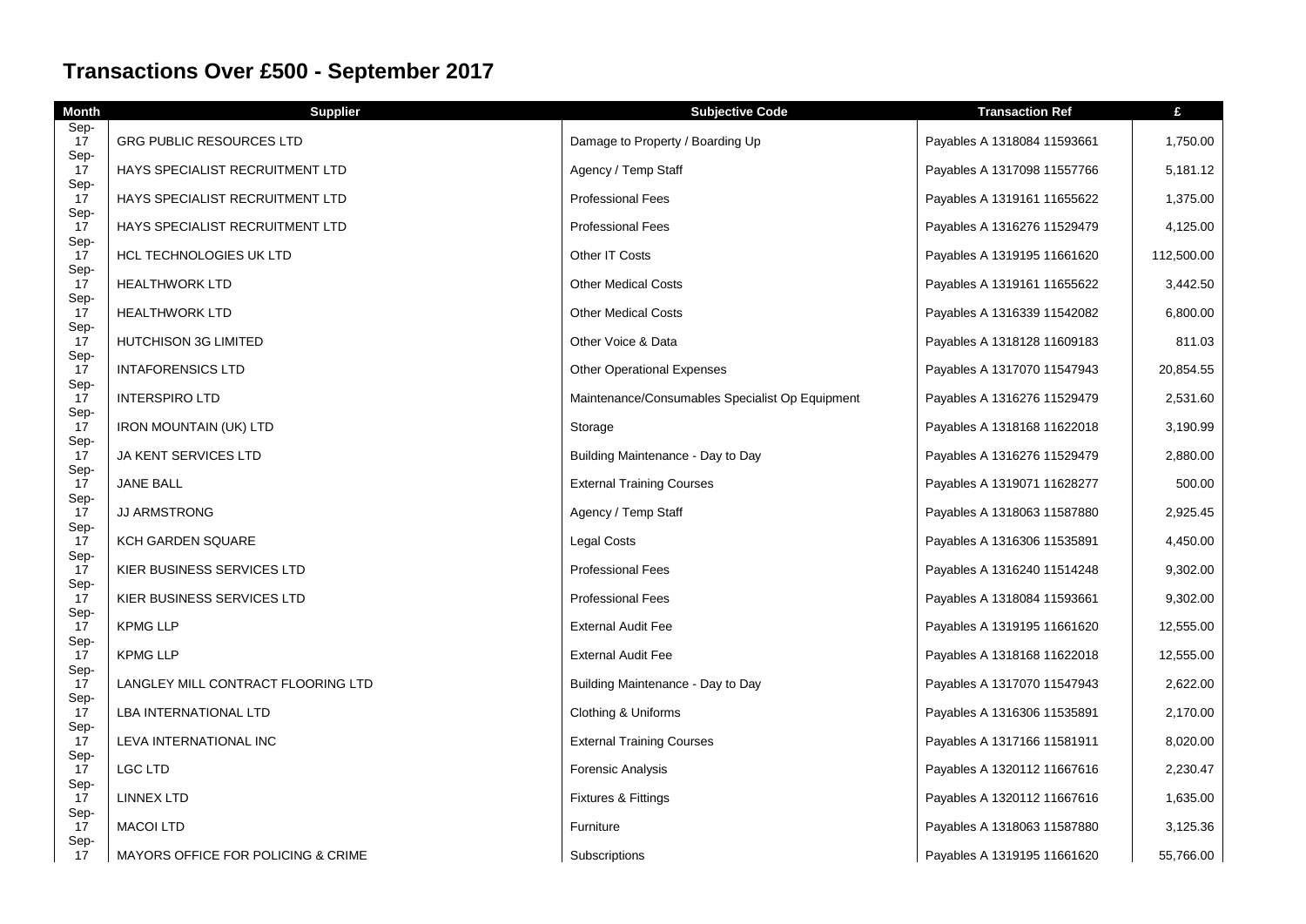## Transactions Over £500 - September 2017

| Month | Supplier | Subjective Code | Transaction Ref | £ |
|---|---|---|---|---|
| Sep-17 | GRG PUBLIC RESOURCES LTD | Damage to Property / Boarding Up | Payables A 1318084 11593661 | 1,750.00 |
| Sep-17 | HAYS SPECIALIST RECRUITMENT LTD | Agency / Temp Staff | Payables A 1317098 11557766 | 5,181.12 |
| Sep-17 | HAYS SPECIALIST RECRUITMENT LTD | Professional Fees | Payables A 1319161 11655622 | 1,375.00 |
| Sep-17 | HAYS SPECIALIST RECRUITMENT LTD | Professional Fees | Payables A 1316276 11529479 | 4,125.00 |
| Sep-17 | HCL TECHNOLOGIES UK LTD | Other IT Costs | Payables A 1319195 11661620 | 112,500.00 |
| Sep-17 | HEALTHWORK LTD | Other Medical Costs | Payables A 1319161 11655622 | 3,442.50 |
| Sep-17 | HEALTHWORK LTD | Other Medical Costs | Payables A 1316339 11542082 | 6,800.00 |
| Sep-17 | HUTCHISON 3G LIMITED | Other Voice & Data | Payables A 1318128 11609183 | 811.03 |
| Sep-17 | INTAFORENSICS LTD | Other Operational Expenses | Payables A 1317070 11547943 | 20,854.55 |
| Sep-17 | INTERSPIRO LTD | Maintenance/Consumables Specialist Op Equipment | Payables A 1316276 11529479 | 2,531.60 |
| Sep-17 | IRON MOUNTAIN (UK) LTD | Storage | Payables A 1318168 11622018 | 3,190.99 |
| Sep-17 | JA KENT SERVICES LTD | Building Maintenance - Day to Day | Payables A 1316276 11529479 | 2,880.00 |
| Sep-17 | JANE BALL | External Training Courses | Payables A 1319071 11628277 | 500.00 |
| Sep-17 | JJ ARMSTRONG | Agency / Temp Staff | Payables A 1318063 11587880 | 2,925.45 |
| Sep-17 | KCH GARDEN SQUARE | Legal Costs | Payables A 1316306 11535891 | 4,450.00 |
| Sep-17 | KIER BUSINESS SERVICES LTD | Professional Fees | Payables A 1316240 11514248 | 9,302.00 |
| Sep-17 | KIER BUSINESS SERVICES LTD | Professional Fees | Payables A 1318084 11593661 | 9,302.00 |
| Sep-17 | KPMG LLP | External Audit Fee | Payables A 1319195 11661620 | 12,555.00 |
| Sep-17 | KPMG LLP | External Audit Fee | Payables A 1318168 11622018 | 12,555.00 |
| Sep-17 | LANGLEY MILL CONTRACT FLOORING LTD | Building Maintenance - Day to Day | Payables A 1317070 11547943 | 2,622.00 |
| Sep-17 | LBA INTERNATIONAL LTD | Clothing & Uniforms | Payables A 1316306 11535891 | 2,170.00 |
| Sep-17 | LEVA INTERNATIONAL INC | External Training Courses | Payables A 1317166 11581911 | 8,020.00 |
| Sep-17 | LGC LTD | Forensic Analysis | Payables A 1320112 11667616 | 2,230.47 |
| Sep-17 | LINNEX LTD | Fixtures & Fittings | Payables A 1320112 11667616 | 1,635.00 |
| Sep-17 | MACOI LTD | Furniture | Payables A 1318063 11587880 | 3,125.36 |
| Sep-17 | MAYORS OFFICE FOR POLICING & CRIME | Subscriptions | Payables A 1319195 11661620 | 55,766.00 |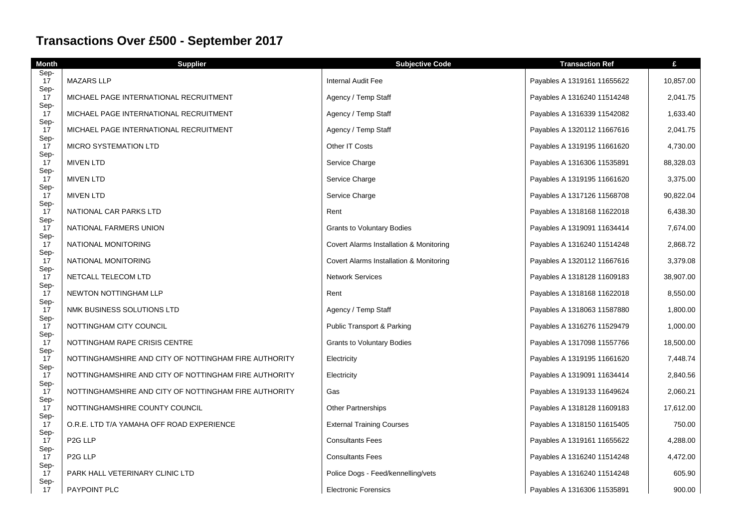# Transactions Over £500 - September 2017

| Month | Supplier | Subjective Code | Transaction Ref | £ |
|---|---|---|---|---|
| Sep-17 | MAZARS LLP | Internal Audit Fee | Payables A 1319161 11655622 | 10,857.00 |
| Sep-17 | MICHAEL PAGE INTERNATIONAL RECRUITMENT | Agency / Temp Staff | Payables A 1316240 11514248 | 2,041.75 |
| Sep-17 | MICHAEL PAGE INTERNATIONAL RECRUITMENT | Agency / Temp Staff | Payables A 1316339 11542082 | 1,633.40 |
| Sep-17 | MICHAEL PAGE INTERNATIONAL RECRUITMENT | Agency / Temp Staff | Payables A 1320112 11667616 | 2,041.75 |
| Sep-17 | MICRO SYSTEMATION LTD | Other IT Costs | Payables A 1319195 11661620 | 4,730.00 |
| Sep-17 | MIVEN LTD | Service Charge | Payables A 1316306 11535891 | 88,328.03 |
| Sep-17 | MIVEN LTD | Service Charge | Payables A 1319195 11661620 | 3,375.00 |
| Sep-17 | MIVEN LTD | Service Charge | Payables A 1317126 11568708 | 90,822.04 |
| Sep-17 | NATIONAL CAR PARKS LTD | Rent | Payables A 1318168 11622018 | 6,438.30 |
| Sep-17 | NATIONAL FARMERS UNION | Grants to Voluntary Bodies | Payables A 1319091 11634414 | 7,674.00 |
| Sep-17 | NATIONAL MONITORING | Covert Alarms Installation & Monitoring | Payables A 1316240 11514248 | 2,868.72 |
| Sep-17 | NATIONAL MONITORING | Covert Alarms Installation & Monitoring | Payables A 1320112 11667616 | 3,379.08 |
| Sep-17 | NETCALL TELECOM LTD | Network Services | Payables A 1318128 11609183 | 38,907.00 |
| Sep-17 | NEWTON NOTTINGHAM LLP | Rent | Payables A 1318168 11622018 | 8,550.00 |
| Sep-17 | NMK BUSINESS SOLUTIONS LTD | Agency / Temp Staff | Payables A 1318063 11587880 | 1,800.00 |
| Sep-17 | NOTTINGHAM CITY COUNCIL | Public Transport & Parking | Payables A 1316276 11529479 | 1,000.00 |
| Sep-17 | NOTTINGHAM RAPE CRISIS CENTRE | Grants to Voluntary Bodies | Payables A 1317098 11557766 | 18,500.00 |
| Sep-17 | NOTTINGHAMSHIRE AND CITY OF NOTTINGHAM FIRE AUTHORITY | Electricity | Payables A 1319195 11661620 | 7,448.74 |
| Sep-17 | NOTTINGHAMSHIRE AND CITY OF NOTTINGHAM FIRE AUTHORITY | Electricity | Payables A 1319091 11634414 | 2,840.56 |
| Sep-17 | NOTTINGHAMSHIRE AND CITY OF NOTTINGHAM FIRE AUTHORITY | Gas | Payables A 1319133 11649624 | 2,060.21 |
| Sep-17 | NOTTINGHAMSHIRE COUNTY COUNCIL | Other Partnerships | Payables A 1318128 11609183 | 17,612.00 |
| Sep-17 | O.R.E. LTD T/A YAMAHA OFF ROAD EXPERIENCE | External Training Courses | Payables A 1318150 11615405 | 750.00 |
| Sep-17 | P2G LLP | Consultants Fees | Payables A 1319161 11655622 | 4,288.00 |
| Sep-17 | P2G LLP | Consultants Fees | Payables A 1316240 11514248 | 4,472.00 |
| Sep-17 | PARK HALL VETERINARY CLINIC LTD | Police Dogs - Feed/kennelling/vets | Payables A 1316240 11514248 | 605.90 |
| Sep-17 | PAYPOINT PLC | Electronic Forensics | Payables A 1316306 11535891 | 900.00 |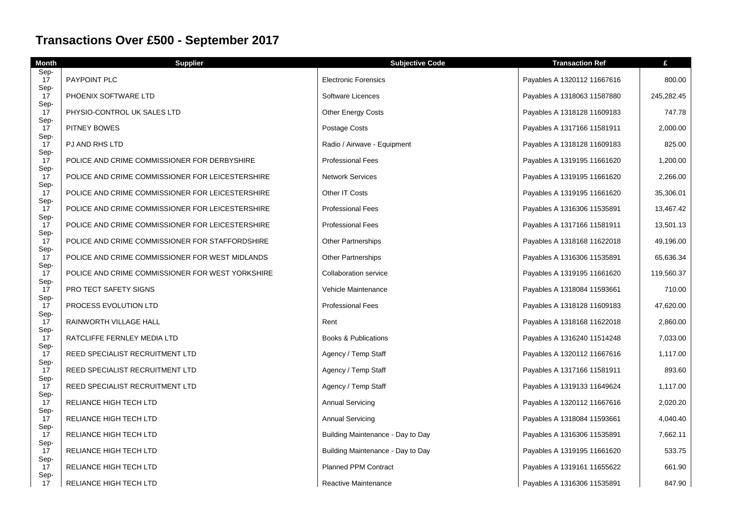# Transactions Over £500 - September 2017

| Month | Supplier | Subjective Code | Transaction Ref | £ |
|---|---|---|---|---|
| Sep-17 | PAYPOINT PLC | Electronic Forensics | Payables A 1320112 11667616 | 800.00 |
| Sep-17 | PHOENIX SOFTWARE LTD | Software Licences | Payables A 1318063 11587880 | 245,282.45 |
| Sep-17 | PHYSIO-CONTROL UK SALES LTD | Other Energy Costs | Payables A 1318128 11609183 | 747.78 |
| Sep-17 | PITNEY BOWES | Postage Costs | Payables A 1317166 11581911 | 2,000.00 |
| Sep-17 | PJ AND RHS LTD | Radio / Airwave - Equipment | Payables A 1318128 11609183 | 825.00 |
| Sep-17 | POLICE AND CRIME COMMISSIONER FOR DERBYSHIRE | Professional Fees | Payables A 1319195 11661620 | 1,200.00 |
| Sep-17 | POLICE AND CRIME COMMISSIONER FOR LEICESTERSHIRE | Network Services | Payables A 1319195 11661620 | 2,266.00 |
| Sep-17 | POLICE AND CRIME COMMISSIONER FOR LEICESTERSHIRE | Other IT Costs | Payables A 1319195 11661620 | 35,306.01 |
| Sep-17 | POLICE AND CRIME COMMISSIONER FOR LEICESTERSHIRE | Professional Fees | Payables A 1316306 11535891 | 13,467.42 |
| Sep-17 | POLICE AND CRIME COMMISSIONER FOR LEICESTERSHIRE | Professional Fees | Payables A 1317166 11581911 | 13,501.13 |
| Sep-17 | POLICE AND CRIME COMMISSIONER FOR STAFFORDSHIRE | Other Partnerships | Payables A 1318168 11622018 | 49,196.00 |
| Sep-17 | POLICE AND CRIME COMMISSIONER FOR WEST MIDLANDS | Other Partnerships | Payables A 1316306 11535891 | 65,636.34 |
| Sep-17 | POLICE AND CRIME COMMISSIONER FOR WEST YORKSHIRE | Collaboration service | Payables A 1319195 11661620 | 119,560.37 |
| Sep-17 | PRO TECT SAFETY SIGNS | Vehicle Maintenance | Payables A 1318084 11593661 | 710.00 |
| Sep-17 | PROCESS EVOLUTION LTD | Professional Fees | Payables A 1318128 11609183 | 47,620.00 |
| Sep-17 | RAINWORTH VILLAGE HALL | Rent | Payables A 1318168 11622018 | 2,860.00 |
| Sep-17 | RATCLIFFE FERNLEY MEDIA LTD | Books & Publications | Payables A 1316240 11514248 | 7,033.00 |
| Sep-17 | REED SPECIALIST RECRUITMENT LTD | Agency / Temp Staff | Payables A 1320112 11667616 | 1,117.00 |
| Sep-17 | REED SPECIALIST RECRUITMENT LTD | Agency / Temp Staff | Payables A 1317166 11581911 | 893.60 |
| Sep-17 | REED SPECIALIST RECRUITMENT LTD | Agency / Temp Staff | Payables A 1319133 11649624 | 1,117.00 |
| Sep-17 | RELIANCE HIGH TECH LTD | Annual Servicing | Payables A 1320112 11667616 | 2,020.20 |
| Sep-17 | RELIANCE HIGH TECH LTD | Annual Servicing | Payables A 1318084 11593661 | 4,040.40 |
| Sep-17 | RELIANCE HIGH TECH LTD | Building Maintenance - Day to Day | Payables A 1316306 11535891 | 7,662.11 |
| Sep-17 | RELIANCE HIGH TECH LTD | Building Maintenance - Day to Day | Payables A 1319195 11661620 | 533.75 |
| Sep-17 | RELIANCE HIGH TECH LTD | Planned PPM Contract | Payables A 1319161 11655622 | 661.90 |
| Sep-17 | RELIANCE HIGH TECH LTD | Reactive Maintenance | Payables A 1316306 11535891 | 847.90 |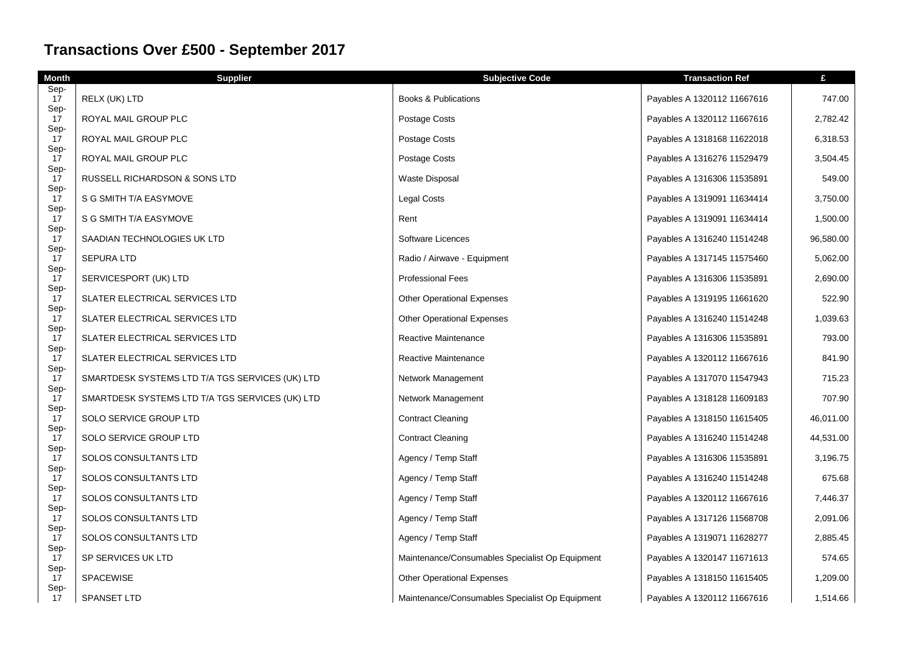# Transactions Over £500 - September 2017

| Month | Supplier | Subjective Code | Transaction Ref | £ |
|---|---|---|---|---|
| Sep-17 | RELX (UK) LTD | Books & Publications | Payables A 1320112 11667616 | 747.00 |
| Sep-17 | ROYAL MAIL GROUP PLC | Postage Costs | Payables A 1320112 11667616 | 2,782.42 |
| Sep-17 | ROYAL MAIL GROUP PLC | Postage Costs | Payables A 1318168 11622018 | 6,318.53 |
| Sep-17 | ROYAL MAIL GROUP PLC | Postage Costs | Payables A 1316276 11529479 | 3,504.45 |
| Sep-17 | RUSSELL RICHARDSON & SONS LTD | Waste Disposal | Payables A 1316306 11535891 | 549.00 |
| Sep-17 | S G SMITH T/A EASYMOVE | Legal Costs | Payables A 1319091 11634414 | 3,750.00 |
| Sep-17 | S G SMITH T/A EASYMOVE | Rent | Payables A 1319091 11634414 | 1,500.00 |
| Sep-17 | SAADIAN TECHNOLOGIES UK LTD | Software Licences | Payables A 1316240 11514248 | 96,580.00 |
| Sep-17 | SEPURA LTD | Radio / Airwave - Equipment | Payables A 1317145 11575460 | 5,062.00 |
| Sep-17 | SERVICESPORT (UK) LTD | Professional Fees | Payables A 1316306 11535891 | 2,690.00 |
| Sep-17 | SLATER ELECTRICAL SERVICES LTD | Other Operational Expenses | Payables A 1319195 11661620 | 522.90 |
| Sep-17 | SLATER ELECTRICAL SERVICES LTD | Other Operational Expenses | Payables A 1316240 11514248 | 1,039.63 |
| Sep-17 | SLATER ELECTRICAL SERVICES LTD | Reactive Maintenance | Payables A 1316306 11535891 | 793.00 |
| Sep-17 | SLATER ELECTRICAL SERVICES LTD | Reactive Maintenance | Payables A 1320112 11667616 | 841.90 |
| Sep-17 | SMARTDESK SYSTEMS LTD T/A TGS SERVICES (UK) LTD | Network Management | Payables A 1317070 11547943 | 715.23 |
| Sep-17 | SMARTDESK SYSTEMS LTD T/A TGS SERVICES (UK) LTD | Network Management | Payables A 1318128 11609183 | 707.90 |
| Sep-17 | SOLO SERVICE GROUP LTD | Contract Cleaning | Payables A 1318150 11615405 | 46,011.00 |
| Sep-17 | SOLO SERVICE GROUP LTD | Contract Cleaning | Payables A 1316240 11514248 | 44,531.00 |
| Sep-17 | SOLOS CONSULTANTS LTD | Agency / Temp Staff | Payables A 1316306 11535891 | 3,196.75 |
| Sep-17 | SOLOS CONSULTANTS LTD | Agency / Temp Staff | Payables A 1316240 11514248 | 675.68 |
| Sep-17 | SOLOS CONSULTANTS LTD | Agency / Temp Staff | Payables A 1320112 11667616 | 7,446.37 |
| Sep-17 | SOLOS CONSULTANTS LTD | Agency / Temp Staff | Payables A 1317126 11568708 | 2,091.06 |
| Sep-17 | SOLOS CONSULTANTS LTD | Agency / Temp Staff | Payables A 1319071 11628277 | 2,885.45 |
| Sep-17 | SP SERVICES UK LTD | Maintenance/Consumables Specialist Op Equipment | Payables A 1320147 11671613 | 574.65 |
| Sep-17 | SPACEWISE | Other Operational Expenses | Payables A 1318150 11615405 | 1,209.00 |
| Sep-17 | SPANSET LTD | Maintenance/Consumables Specialist Op Equipment | Payables A 1320112 11667616 | 1,514.66 |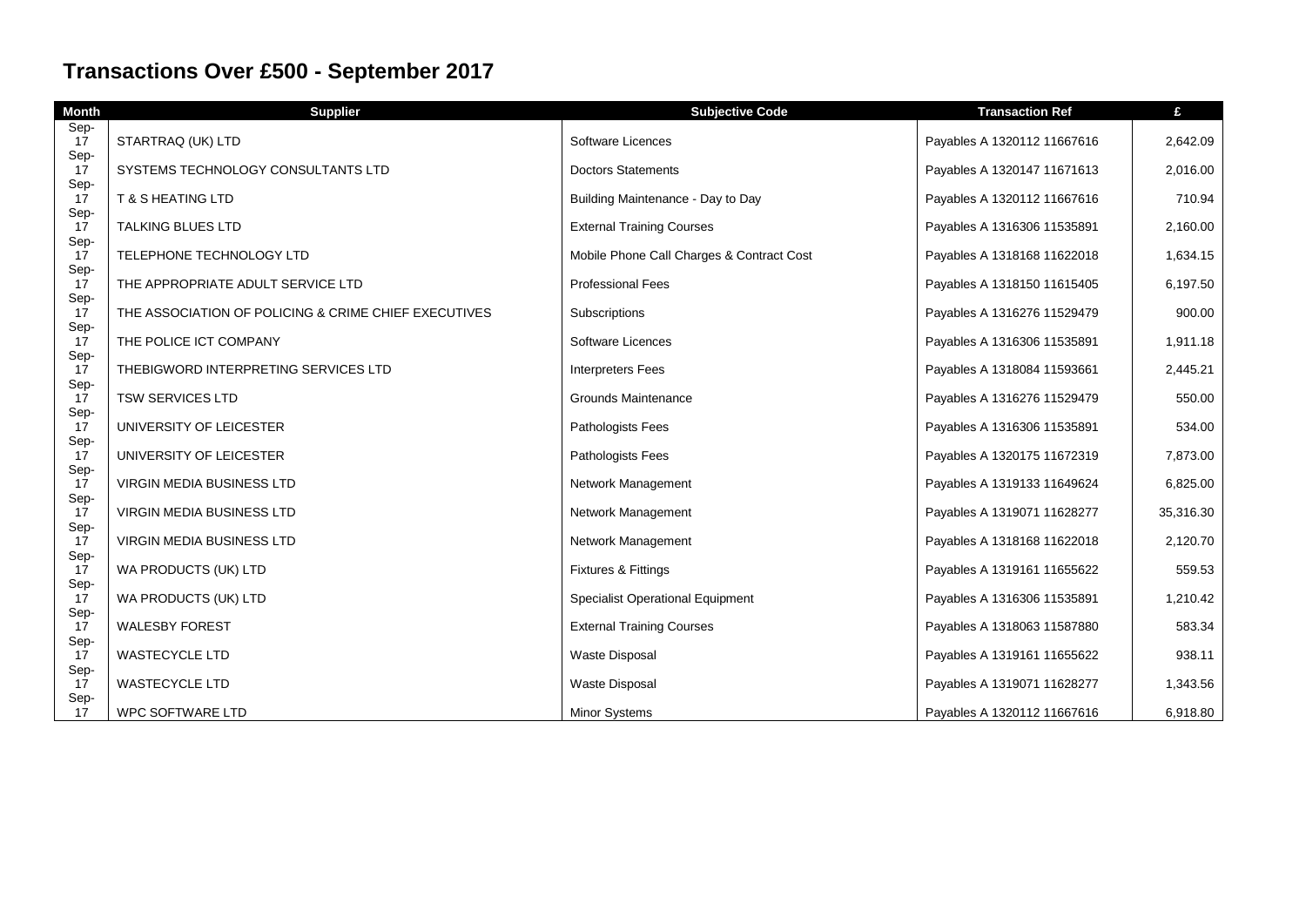# Transactions Over £500 - September 2017

| Month | Supplier | Subjective Code | Transaction Ref | £ |
|---|---|---|---|---|
| Sep-17 | STARTRAQ (UK) LTD | Software Licences | Payables A 1320112 11667616 | 2,642.09 |
| Sep-17 | SYSTEMS TECHNOLOGY CONSULTANTS LTD | Doctors Statements | Payables A 1320147 11671613 | 2,016.00 |
| Sep-17 | T & S HEATING LTD | Building Maintenance - Day to Day | Payables A 1320112 11667616 | 710.94 |
| Sep-17 | TALKING BLUES LTD | External Training Courses | Payables A 1316306 11535891 | 2,160.00 |
| Sep-17 | TELEPHONE TECHNOLOGY LTD | Mobile Phone Call Charges & Contract Cost | Payables A 1318168 11622018 | 1,634.15 |
| Sep-17 | THE APPROPRIATE ADULT SERVICE LTD | Professional Fees | Payables A 1318150 11615405 | 6,197.50 |
| Sep-17 | THE ASSOCIATION OF POLICING & CRIME CHIEF EXECUTIVES | Subscriptions | Payables A 1316276 11529479 | 900.00 |
| Sep-17 | THE POLICE ICT COMPANY | Software Licences | Payables A 1316306 11535891 | 1,911.18 |
| Sep-17 | THEBIGWORD INTERPRETING SERVICES LTD | Interpreters Fees | Payables A 1318084 11593661 | 2,445.21 |
| Sep-17 | TSW SERVICES LTD | Grounds Maintenance | Payables A 1316276 11529479 | 550.00 |
| Sep-17 | UNIVERSITY OF LEICESTER | Pathologists Fees | Payables A 1316306 11535891 | 534.00 |
| Sep-17 | UNIVERSITY OF LEICESTER | Pathologists Fees | Payables A 1320175 11672319 | 7,873.00 |
| Sep-17 | VIRGIN MEDIA BUSINESS LTD | Network Management | Payables A 1319133 11649624 | 6,825.00 |
| Sep-17 | VIRGIN MEDIA BUSINESS LTD | Network Management | Payables A 1319071 11628277 | 35,316.30 |
| Sep-17 | VIRGIN MEDIA BUSINESS LTD | Network Management | Payables A 1318168 11622018 | 2,120.70 |
| Sep-17 | WA PRODUCTS (UK) LTD | Fixtures & Fittings | Payables A 1319161 11655622 | 559.53 |
| Sep-17 | WA PRODUCTS (UK) LTD | Specialist Operational Equipment | Payables A 1316306 11535891 | 1,210.42 |
| Sep-17 | WALESBY FOREST | External Training Courses | Payables A 1318063 11587880 | 583.34 |
| Sep-17 | WASTECYCLE LTD | Waste Disposal | Payables A 1319161 11655622 | 938.11 |
| Sep-17 | WASTECYCLE LTD | Waste Disposal | Payables A 1319071 11628277 | 1,343.56 |
| Sep-17 | WPC SOFTWARE LTD | Minor Systems | Payables A 1320112 11667616 | 6,918.80 |